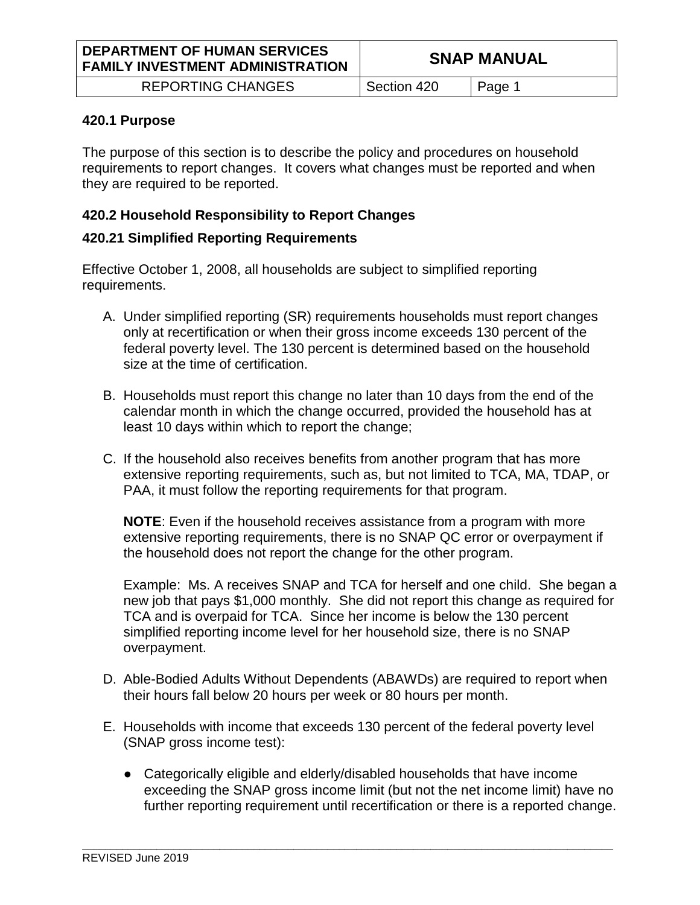## 420.1 Purpose

The purpose of this section is to describe the policy and procedures on household requirements to report changes. It covers what changes must be reported and when they are required to be reported.

## 420.2 Household Responsibility to Report Changes

### 420.21 Simplified Reporting Requirements

Effective October 1, 2008, all households are subject to simplified reporting requirements.

A. Under simplified reporting (SR) requirements households must report changes only at recertification or when their gross income exceeds 130 percent of the federal poverty level. The 130 percent is determined based on the household size at the time of certification.

B. Households must report this change no later than 10 days from the end of the calendar month in which the change occurred, provided the household has at least 10 days within which to report the change;

C. If the household also receives benefits from another program that has more extensive reporting requirements, such as, but not limited to TCA, MA, TDAP, or PAA, it must follow the reporting requirements for that program.

   **NOTE**: Even if the household receives assistance from a program with more extensive reporting requirements, there is no SNAP QC error or overpayment if the household does not report the change for the other program.

   Example: Ms. A receives SNAP and TCA for herself and one child. She began a new job that pays $1,000 monthly. She did not report this change as required for TCA and is overpaid for TCA. Since her income is below the 130 percent simplified reporting income level for her household size, there is no SNAP overpayment.

D. Able-Bodied Adults Without Dependents (ABAWDs) are required to report when their hours fall below 20 hours per week or 80 hours per month.

E. Households with income that exceeds 130 percent of the federal poverty level (SNAP gross income test):

   - Categorically eligible and elderly/disabled households that have income exceeding the SNAP gross income limit (but not the net income limit) have no further reporting requirement until recertification or there is a reported change.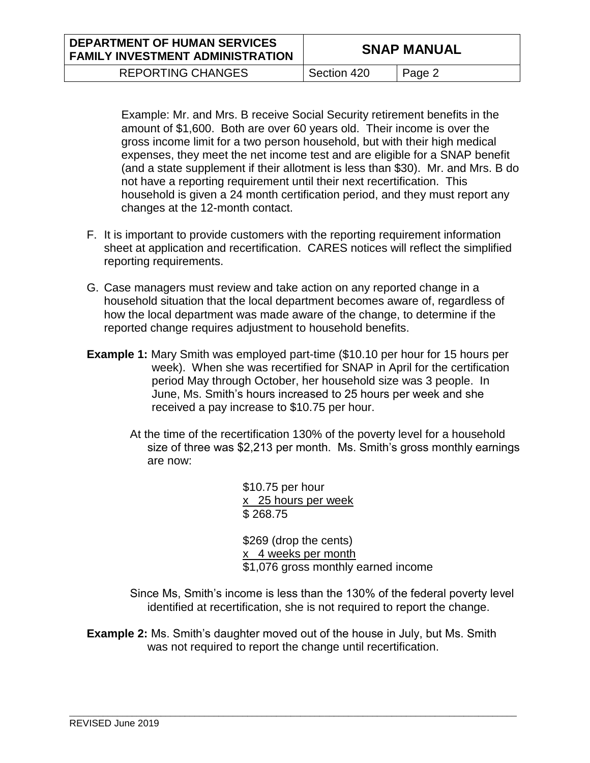Example: Mr. and Mrs. B receive Social Security retirement benefits in the amount of $1,600. Both are over 60 years old. Their income is over the gross income limit for a two person household, but with their high medical expenses, they meet the net income test and are eligible for a SNAP benefit (and a state supplement if their allotment is less than $30). Mr. and Mrs. B do not have a reporting requirement until their next recertification. This household is given a 24 month certification period, and they must report any changes at the 12-month contact.

F. It is important to provide customers with the reporting requirement information sheet at application and recertification. CARES notices will reflect the simplified reporting requirements.

G. Case managers must review and take action on any reported change in a household situation that the local department becomes aware of, regardless of how the local department was made aware of the change, to determine if the reported change requires adjustment to household benefits.

**Example 1:** Mary Smith was employed part-time ($10.10 per hour for 15 hours per week). When she was recertified for SNAP in April for the certification period May through October, her household size was 3 people. In June, Ms. Smith's hours increased to 25 hours per week and she received a pay increase to $10.75 per hour.

At the time of the recertification 130% of the poverty level for a household size of three was $2,213 per month. Ms. Smith's gross monthly earnings are now:

$10.75 per hour
x 25 hours per week
$ 268.75

$269 (drop the cents)
x 4 weeks per month
$1,076 gross monthly earned income

Since Ms, Smith's income is less than the 130% of the federal poverty level identified at recertification, she is not required to report the change.

**Example 2:** Ms. Smith's daughter moved out of the house in July, but Ms. Smith was not required to report the change until recertification.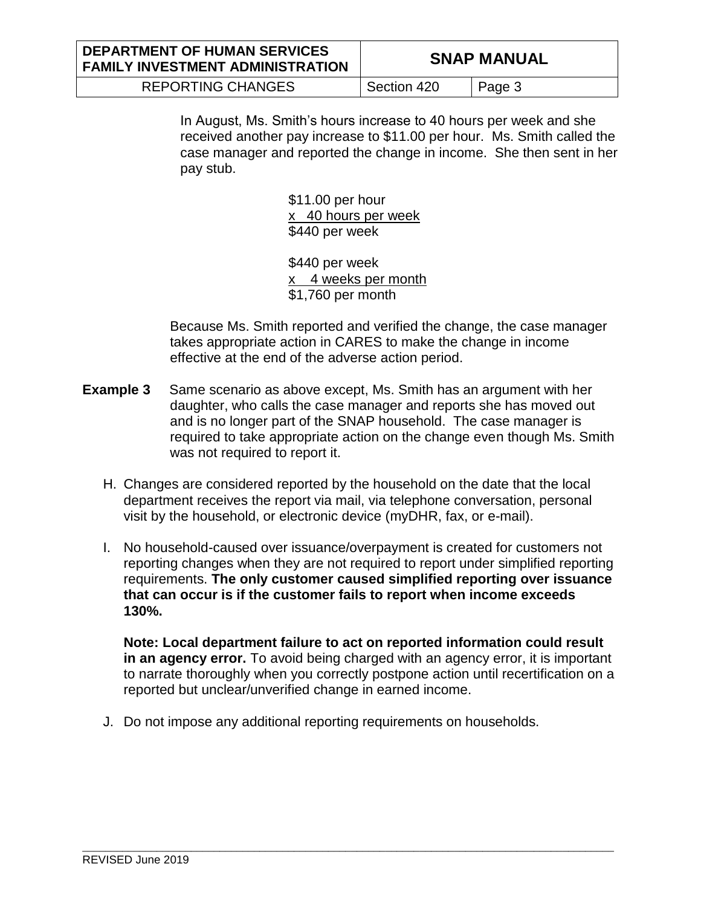In August, Ms. Smith's hours increase to 40 hours per week and she received another pay increase to $11.00 per hour. Ms. Smith called the case manager and reported the change in income. She then sent in her pay stub.

$11.00 per hour  
x 40 hours per week  
$440 per week

$440 per week  
x 4 weeks per month  
$1,760 per month

Because Ms. Smith reported and verified the change, the case manager takes appropriate action in CARES to make the change in income effective at the end of the adverse action period.

**Example 3** Same scenario as above except, Ms. Smith has an argument with her daughter, who calls the case manager and reports she has moved out and is no longer part of the SNAP household. The case manager is required to take appropriate action on the change even though Ms. Smith was not required to report it.

H. Changes are considered reported by the household on the date that the local department receives the report via mail, via telephone conversation, personal visit by the household, or electronic device (myDHR, fax, or e-mail).

I. No household-caused over issuance/overpayment is created for customers not reporting changes when they are not required to report under simplified reporting requirements. **The only customer caused simplified reporting over issuance that can occur is if the customer fails to report when income exceeds 130%.**

**Note: Local department failure to act on reported information could result in an agency error.** To avoid being charged with an agency error, it is important to narrate thoroughly when you correctly postpone action until recertification on a reported but unclear/unverified change in earned income.

J. Do not impose any additional reporting requirements on households.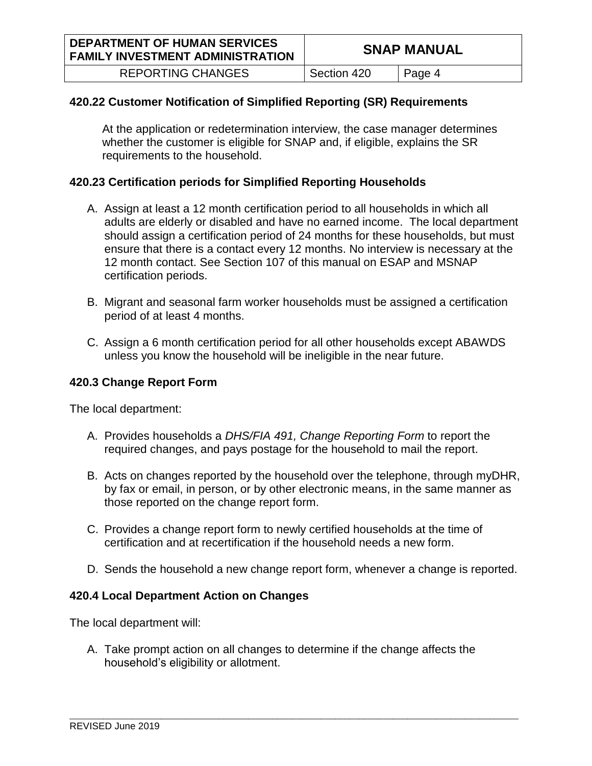### 420.22 Customer Notification of Simplified Reporting (SR) Requirements

At the application or redetermination interview, the case manager determines whether the customer is eligible for SNAP and, if eligible, explains the SR requirements to the household.

### 420.23 Certification periods for Simplified Reporting Households

A. Assign at least a 12 month certification period to all households in which all adults are elderly or disabled and have no earned income. The local department should assign a certification period of 24 months for these households, but must ensure that there is a contact every 12 months. No interview is necessary at the 12 month contact. See Section 107 of this manual on ESAP and MSNAP certification periods.

B. Migrant and seasonal farm worker households must be assigned a certification period of at least 4 months.

C. Assign a 6 month certification period for all other households except ABAWDS unless you know the household will be ineligible in the near future.

### 420.3 Change Report Form

The local department:

A. Provides households a *DHS/FIA 491, Change Reporting Form* to report the required changes, and pays postage for the household to mail the report.

B. Acts on changes reported by the household over the telephone, through myDHR, by fax or email, in person, or by other electronic means, in the same manner as those reported on the change report form.

C. Provides a change report form to newly certified households at the time of certification and at recertification if the household needs a new form.

D. Sends the household a new change report form, whenever a change is reported.

### 420.4 Local Department Action on Changes

The local department will:

A. Take prompt action on all changes to determine if the change affects the household's eligibility or allotment.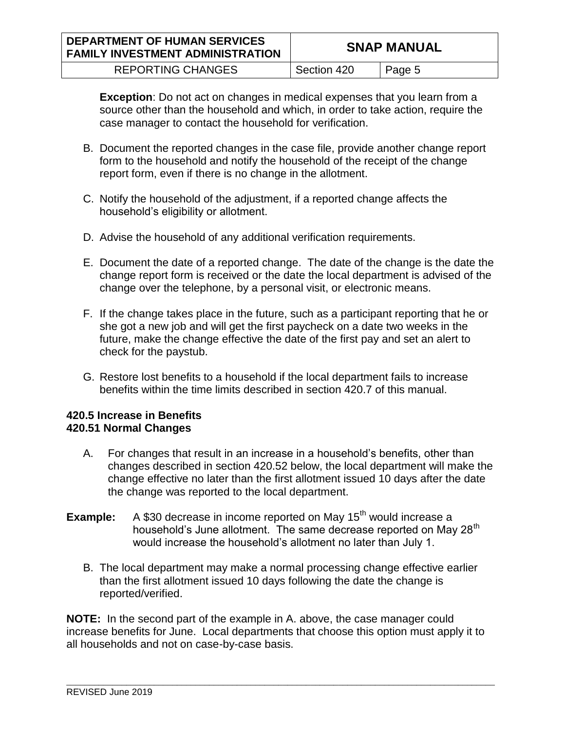**Exception**: Do not act on changes in medical expenses that you learn from a source other than the household and which, in order to take action, require the case manager to contact the household for verification.

B. Document the reported changes in the case file, provide another change report form to the household and notify the household of the receipt of the change report form, even if there is no change in the allotment.

C. Notify the household of the adjustment, if a reported change affects the household's eligibility or allotment.

D. Advise the household of any additional verification requirements.

E. Document the date of a reported change. The date of the change is the date the change report form is received or the date the local department is advised of the change over the telephone, by a personal visit, or electronic means.

F. If the change takes place in the future, such as a participant reporting that he or she got a new job and will get the first paycheck on a date two weeks in the future, make the change effective the date of the first pay and set an alert to check for the paystub.

G. Restore lost benefits to a household if the local department fails to increase benefits within the time limits described in section 420.7 of this manual.

### 420.5 Increase in Benefits

### 420.51 Normal Changes

A. For changes that result in an increase in a household's benefits, other than changes described in section 420.52 below, the local department will make the change effective no later than the first allotment issued 10 days after the date the change was reported to the local department.

**Example:** A $30 decrease in income reported on May 15th would increase a household's June allotment. The same decrease reported on May 28th would increase the household's allotment no later than July 1.

B. The local department may make a normal processing change effective earlier than the first allotment issued 10 days following the date the change is reported/verified.

**NOTE:** In the second part of the example in A. above, the case manager could increase benefits for June. Local departments that choose this option must apply it to all households and not on case-by-case basis.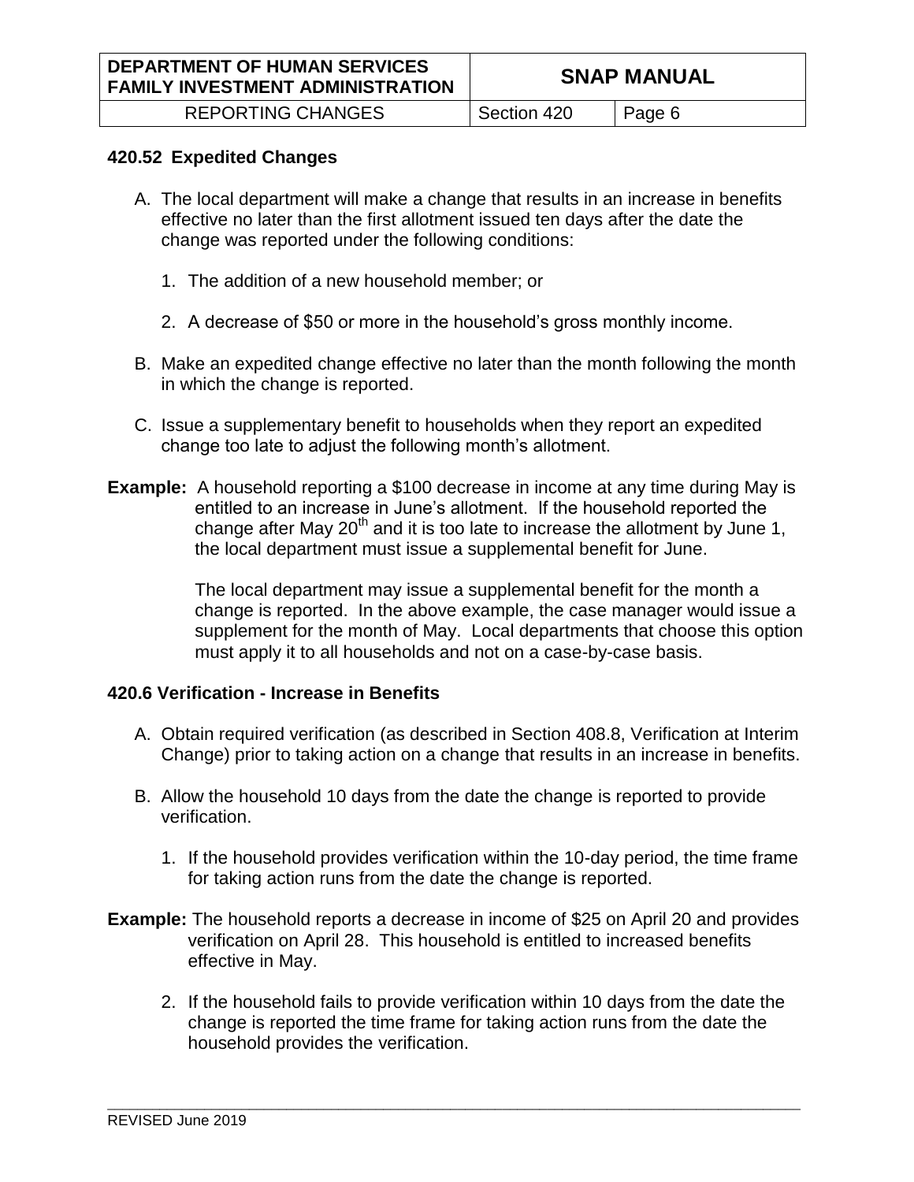### 420.52 Expedited Changes

A. The local department will make a change that results in an increase in benefits effective no later than the first allotment issued ten days after the date the change was reported under the following conditions:

   1. The addition of a new household member; or

   2. A decrease of $50 or more in the household's gross monthly income.

B. Make an expedited change effective no later than the month following the month in which the change is reported.

C. Issue a supplementary benefit to households when they report an expedited change too late to adjust the following month's allotment.

**Example:** A household reporting a $100 decrease in income at any time during May is entitled to an increase in June's allotment. If the household reported the change after May 20th and it is too late to increase the allotment by June 1, the local department must issue a supplemental benefit for June.

The local department may issue a supplemental benefit for the month a change is reported. In the above example, the case manager would issue a supplement for the month of May. Local departments that choose this option must apply it to all households and not on a case-by-case basis.

### 420.6 Verification - Increase in Benefits

A. Obtain required verification (as described in Section 408.8, Verification at Interim Change) prior to taking action on a change that results in an increase in benefits.

B. Allow the household 10 days from the date the change is reported to provide verification.

   1. If the household provides verification within the 10-day period, the time frame for taking action runs from the date the change is reported.

**Example:** The household reports a decrease in income of $25 on April 20 and provides verification on April 28. This household is entitled to increased benefits effective in May.

   2. If the household fails to provide verification within 10 days from the date the change is reported the time frame for taking action runs from the date the household provides the verification.

REVISED June 2019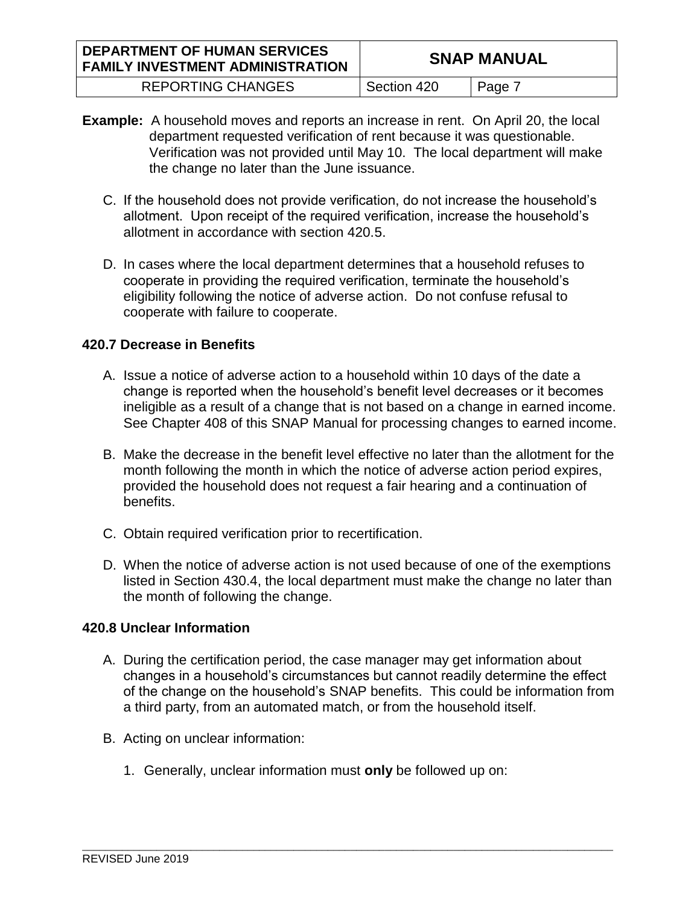**Example:** A household moves and reports an increase in rent. On April 20, the local department requested verification of rent because it was questionable. Verification was not provided until May 10. The local department will make the change no later than the June issuance.

C. If the household does not provide verification, do not increase the household's allotment. Upon receipt of the required verification, increase the household's allotment in accordance with section 420.5.

D. In cases where the local department determines that a household refuses to cooperate in providing the required verification, terminate the household's eligibility following the notice of adverse action. Do not confuse refusal to cooperate with failure to cooperate.

### 420.7 Decrease in Benefits

A. Issue a notice of adverse action to a household within 10 days of the date a change is reported when the household's benefit level decreases or it becomes ineligible as a result of a change that is not based on a change in earned income. See Chapter 408 of this SNAP Manual for processing changes to earned income.

B. Make the decrease in the benefit level effective no later than the allotment for the month following the month in which the notice of adverse action period expires, provided the household does not request a fair hearing and a continuation of benefits.

C. Obtain required verification prior to recertification.

D. When the notice of adverse action is not used because of one of the exemptions listed in Section 430.4, the local department must make the change no later than the month of following the change.

### 420.8 Unclear Information

A. During the certification period, the case manager may get information about changes in a household's circumstances but cannot readily determine the effect of the change on the household's SNAP benefits. This could be information from a third party, from an automated match, or from the household itself.

B. Acting on unclear information:

1. Generally, unclear information must **only** be followed up on: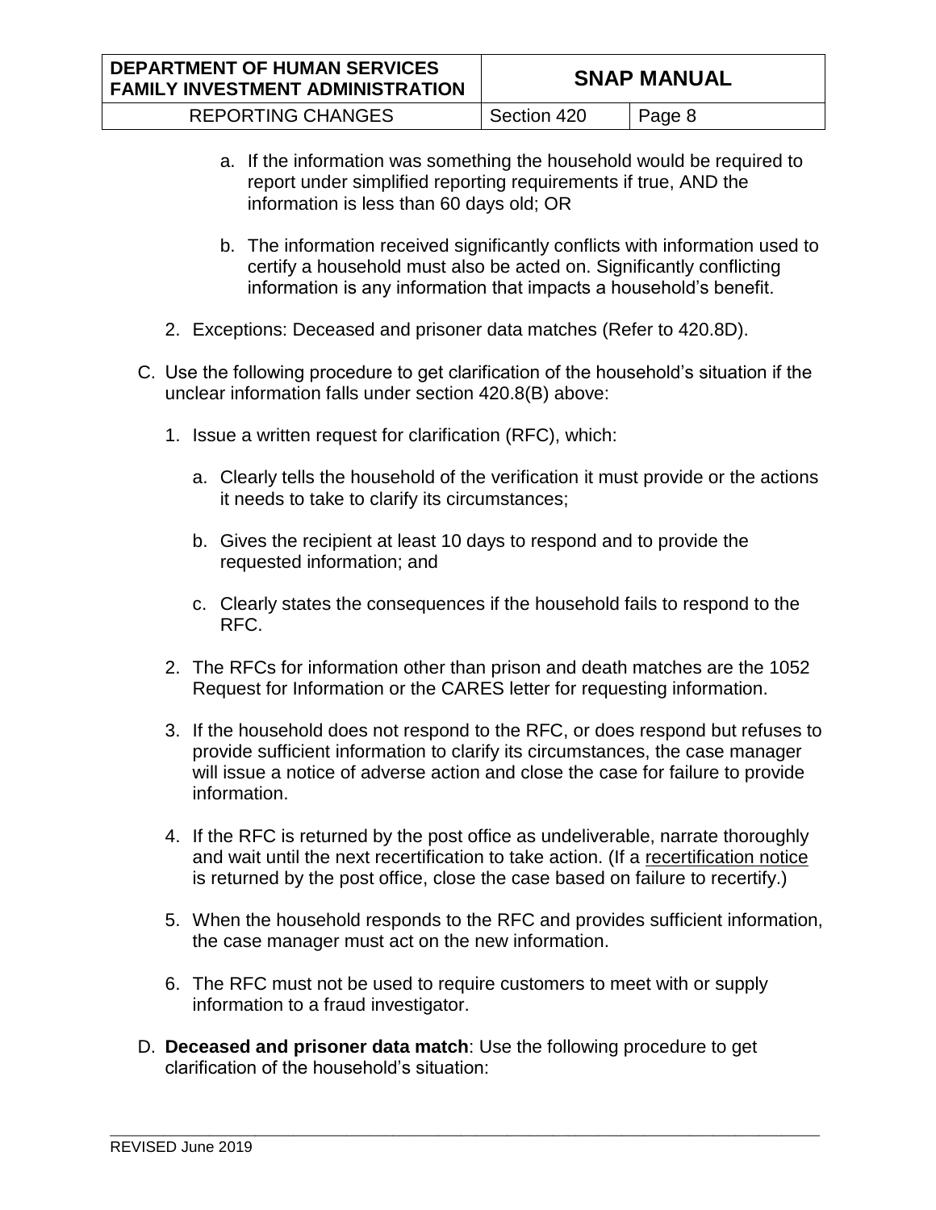a. If the information was something the household would be required to report under simplified reporting requirements if true, AND the information is less than 60 days old; OR

b. The information received significantly conflicts with information used to certify a household must also be acted on. Significantly conflicting information is any information that impacts a household's benefit.

2. Exceptions: Deceased and prisoner data matches (Refer to 420.8D).

C. Use the following procedure to get clarification of the household's situation if the unclear information falls under section 420.8(B) above:

1. Issue a written request for clarification (RFC), which:

   a. Clearly tells the household of the verification it must provide or the actions it needs to take to clarify its circumstances;

   b. Gives the recipient at least 10 days to respond and to provide the requested information; and

   c. Clearly states the consequences if the household fails to respond to the RFC.

2. The RFCs for information other than prison and death matches are the 1052 Request for Information or the CARES letter for requesting information.

3. If the household does not respond to the RFC, or does respond but refuses to provide sufficient information to clarify its circumstances, the case manager will issue a notice of adverse action and close the case for failure to provide information.

4. If the RFC is returned by the post office as undeliverable, narrate thoroughly and wait until the next recertification to take action. (If a recertification notice is returned by the post office, close the case based on failure to recertify.)

5. When the household responds to the RFC and provides sufficient information, the case manager must act on the new information.

6. The RFC must not be used to require customers to meet with or supply information to a fraud investigator.

D. **Deceased and prisoner data match**: Use the following procedure to get clarification of the household's situation: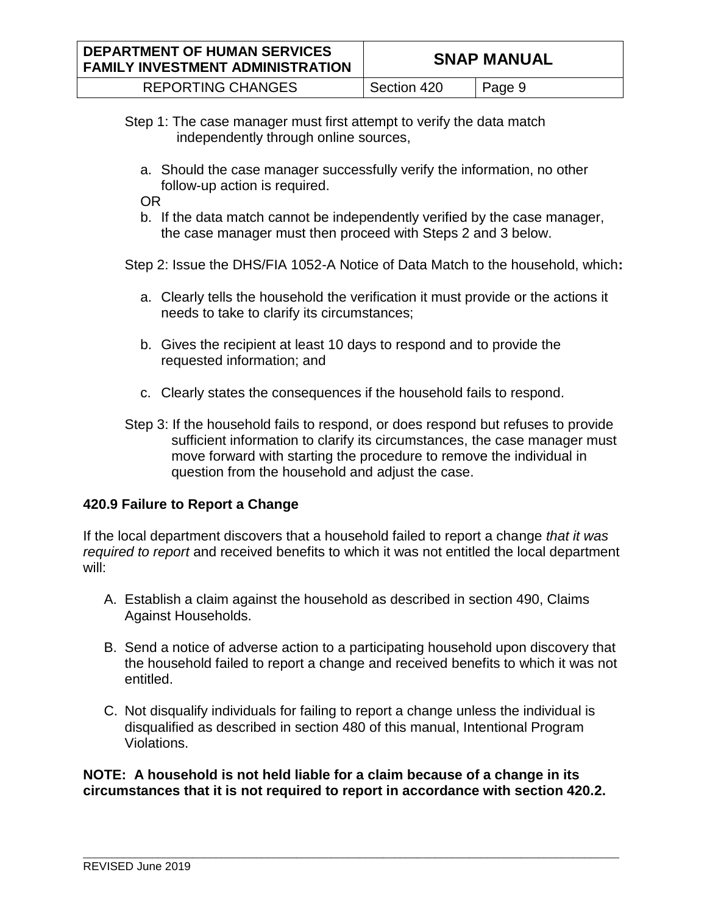Step 1: The case manager must first attempt to verify the data match independently through online sources,

a. Should the case manager successfully verify the information, no other follow-up action is required.

OR

b. If the data match cannot be independently verified by the case manager, the case manager must then proceed with Steps 2 and 3 below.

Step 2: Issue the DHS/FIA 1052-A Notice of Data Match to the household, which**:**

a. Clearly tells the household the verification it must provide or the actions it needs to take to clarify its circumstances;

b. Gives the recipient at least 10 days to respond and to provide the requested information; and

c. Clearly states the consequences if the household fails to respond.

Step 3: If the household fails to respond, or does respond but refuses to provide sufficient information to clarify its circumstances, the case manager must move forward with starting the procedure to remove the individual in question from the household and adjust the case.

**420.9 Failure to Report a Change**

If the local department discovers that a household failed to report a change *that it was required to report* and received benefits to which it was not entitled the local department will:

A. Establish a claim against the household as described in section 490, Claims Against Households.

B. Send a notice of adverse action to a participating household upon discovery that the household failed to report a change and received benefits to which it was not entitled.

C. Not disqualify individuals for failing to report a change unless the individual is disqualified as described in section 480 of this manual, Intentional Program Violations.

**NOTE: A household is not held liable for a claim because of a change in its circumstances that it is not required to report in accordance with section 420.2.**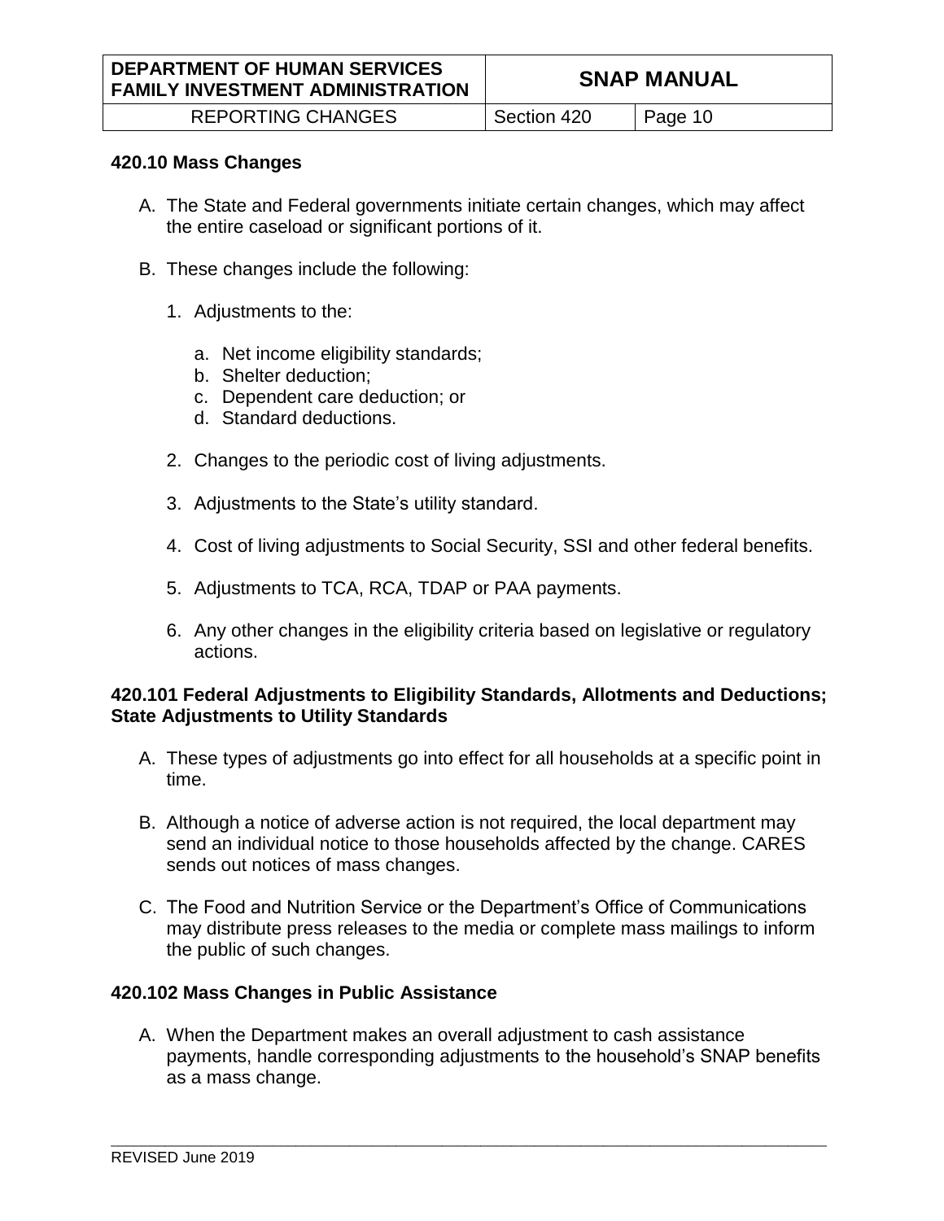### 420.10 Mass Changes

A. The State and Federal governments initiate certain changes, which may affect the entire caseload or significant portions of it.

B. These changes include the following:

   1. Adjustments to the:

      a. Net income eligibility standards;
      b. Shelter deduction;
      c. Dependent care deduction; or
      d. Standard deductions.

   2. Changes to the periodic cost of living adjustments.

   3. Adjustments to the State's utility standard.

   4. Cost of living adjustments to Social Security, SSI and other federal benefits.

   5. Adjustments to TCA, RCA, TDAP or PAA payments.

   6. Any other changes in the eligibility criteria based on legislative or regulatory actions.

### 420.101 Federal Adjustments to Eligibility Standards, Allotments and Deductions; State Adjustments to Utility Standards

A. These types of adjustments go into effect for all households at a specific point in time.

B. Although a notice of adverse action is not required, the local department may send an individual notice to those households affected by the change. CARES sends out notices of mass changes.

C. The Food and Nutrition Service or the Department's Office of Communications may distribute press releases to the media or complete mass mailings to inform the public of such changes.

### 420.102 Mass Changes in Public Assistance

A. When the Department makes an overall adjustment to cash assistance payments, handle corresponding adjustments to the household's SNAP benefits as a mass change.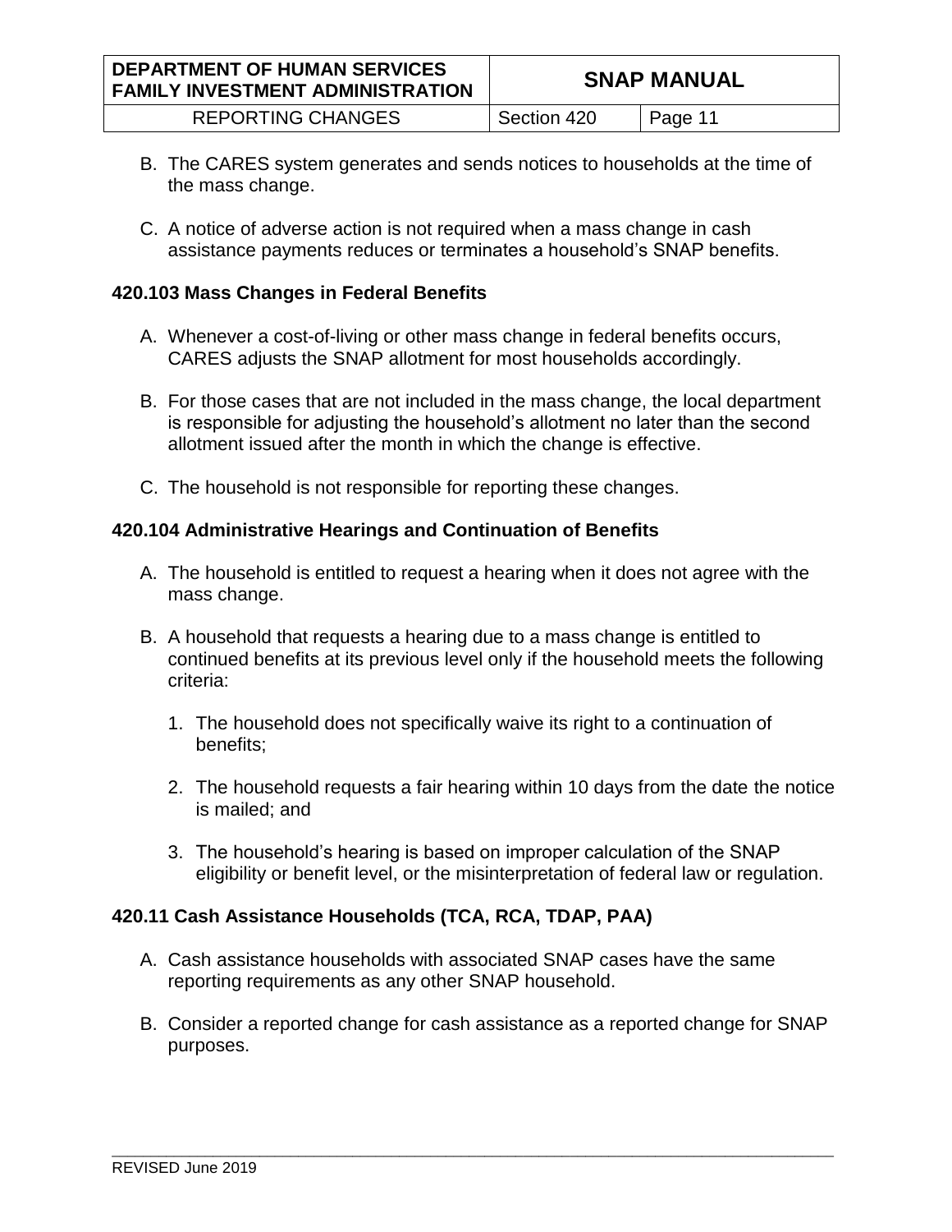B. The CARES system generates and sends notices to households at the time of the mass change.

C. A notice of adverse action is not required when a mass change in cash assistance payments reduces or terminates a household's SNAP benefits.

### 420.103 Mass Changes in Federal Benefits

A. Whenever a cost-of-living or other mass change in federal benefits occurs, CARES adjusts the SNAP allotment for most households accordingly.

B. For those cases that are not included in the mass change, the local department is responsible for adjusting the household's allotment no later than the second allotment issued after the month in which the change is effective.

C. The household is not responsible for reporting these changes.

### 420.104 Administrative Hearings and Continuation of Benefits

A. The household is entitled to request a hearing when it does not agree with the mass change.

B. A household that requests a hearing due to a mass change is entitled to continued benefits at its previous level only if the household meets the following criteria:

   1. The household does not specifically waive its right to a continuation of benefits;

   2. The household requests a fair hearing within 10 days from the date the notice is mailed; and

   3. The household's hearing is based on improper calculation of the SNAP eligibility or benefit level, or the misinterpretation of federal law or regulation.

### 420.11 Cash Assistance Households (TCA, RCA, TDAP, PAA)

A. Cash assistance households with associated SNAP cases have the same reporting requirements as any other SNAP household.

B. Consider a reported change for cash assistance as a reported change for SNAP purposes.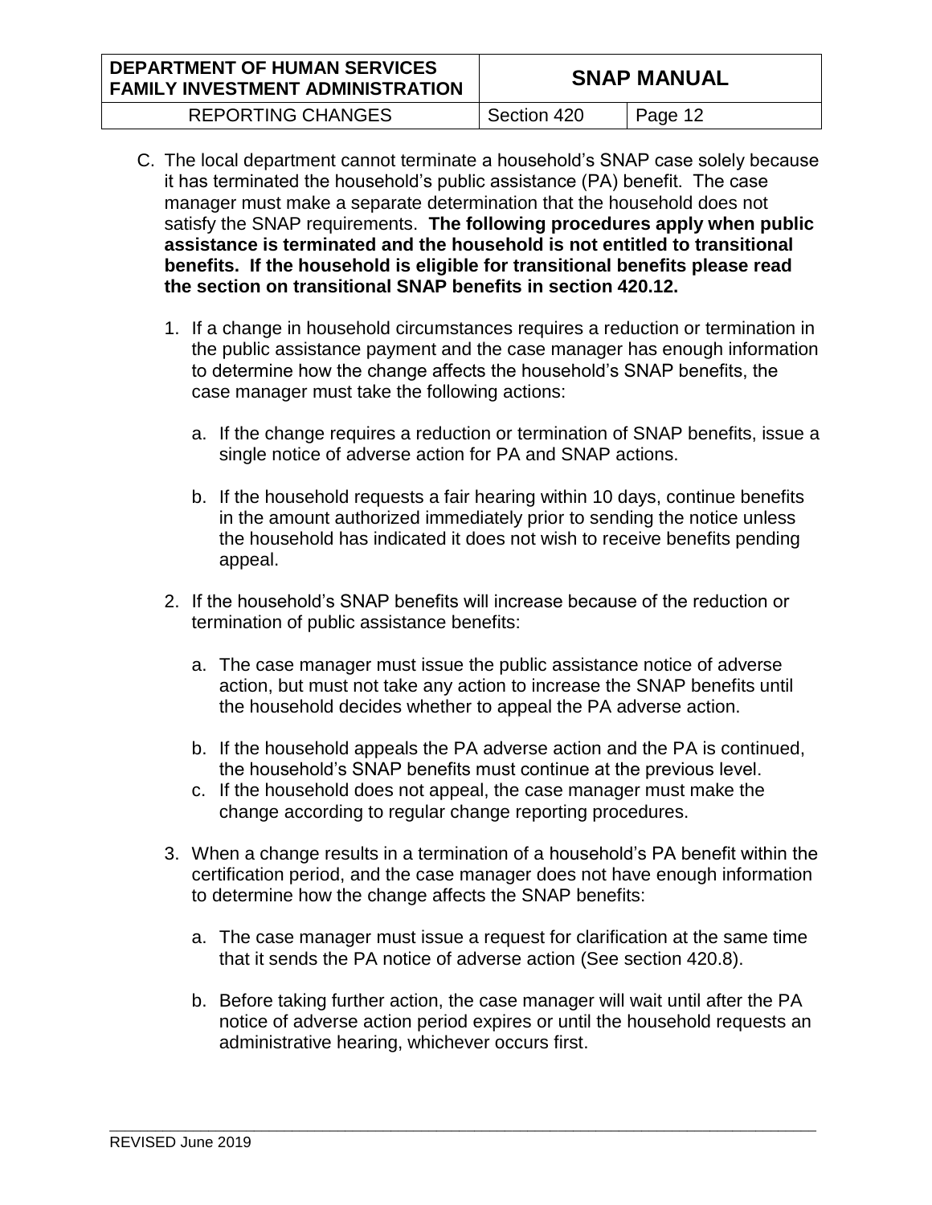C. The local department cannot terminate a household's SNAP case solely because it has terminated the household's public assistance (PA) benefit. The case manager must make a separate determination that the household does not satisfy the SNAP requirements. **The following procedures apply when public assistance is terminated and the household is not entitled to transitional benefits. If the household is eligible for transitional benefits please read the section on transitional SNAP benefits in section 420.12.**

   1. If a change in household circumstances requires a reduction or termination in the public assistance payment and the case manager has enough information to determine how the change affects the household's SNAP benefits, the case manager must take the following actions:

      a. If the change requires a reduction or termination of SNAP benefits, issue a single notice of adverse action for PA and SNAP actions.

      b. If the household requests a fair hearing within 10 days, continue benefits in the amount authorized immediately prior to sending the notice unless the household has indicated it does not wish to receive benefits pending appeal.

   2. If the household's SNAP benefits will increase because of the reduction or termination of public assistance benefits:

      a. The case manager must issue the public assistance notice of adverse action, but must not take any action to increase the SNAP benefits until the household decides whether to appeal the PA adverse action.

      b. If the household appeals the PA adverse action and the PA is continued, the household's SNAP benefits must continue at the previous level.

      c. If the household does not appeal, the case manager must make the change according to regular change reporting procedures.

   3. When a change results in a termination of a household's PA benefit within the certification period, and the case manager does not have enough information to determine how the change affects the SNAP benefits:

      a. The case manager must issue a request for clarification at the same time that it sends the PA notice of adverse action (See section 420.8).

      b. Before taking further action, the case manager will wait until after the PA notice of adverse action period expires or until the household requests an administrative hearing, whichever occurs first.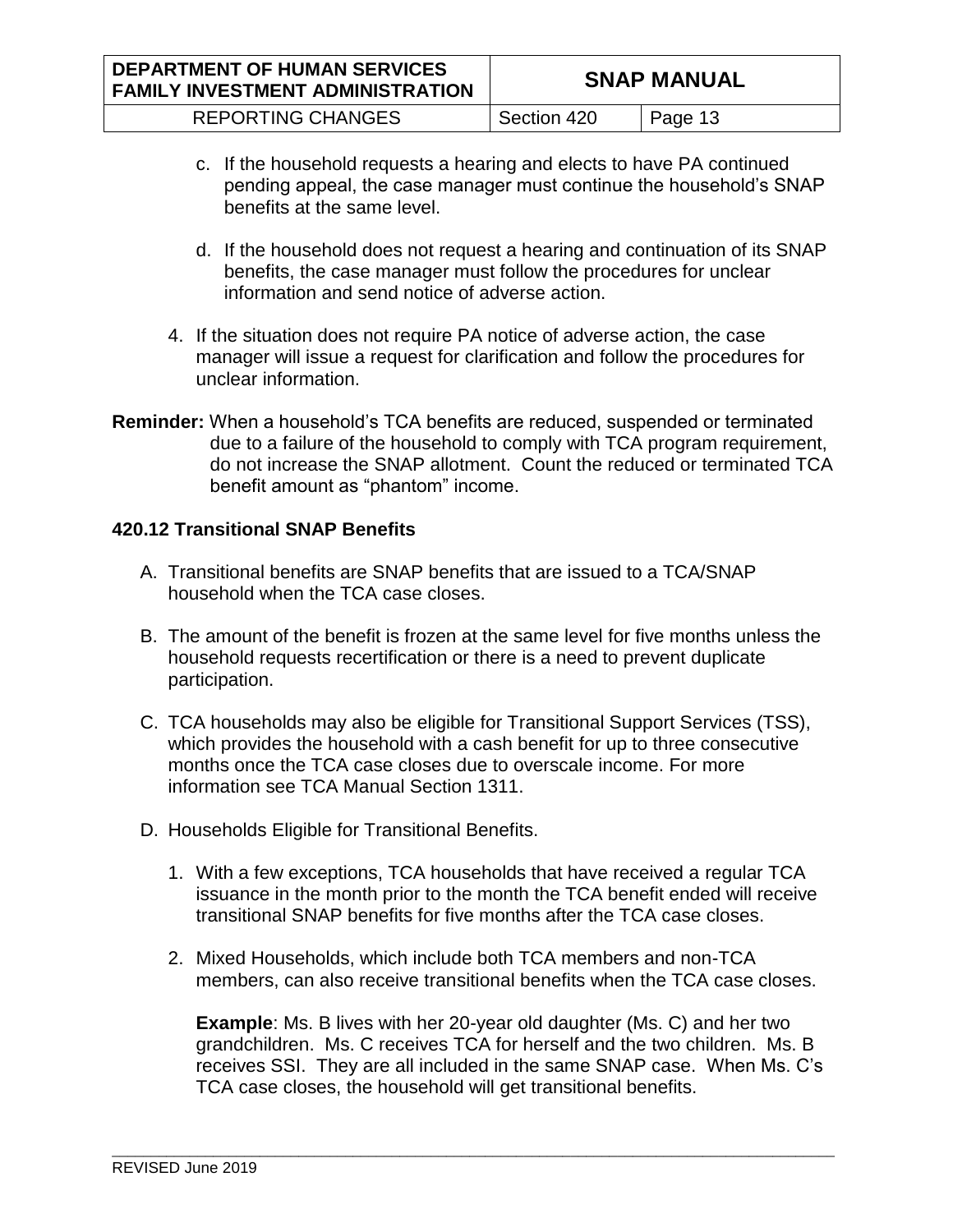c. If the household requests a hearing and elects to have PA continued pending appeal, the case manager must continue the household's SNAP benefits at the same level.

d. If the household does not request a hearing and continuation of its SNAP benefits, the case manager must follow the procedures for unclear information and send notice of adverse action.

4. If the situation does not require PA notice of adverse action, the case manager will issue a request for clarification and follow the procedures for unclear information.

**Reminder:** When a household's TCA benefits are reduced, suspended or terminated due to a failure of the household to comply with TCA program requirement, do not increase the SNAP allotment. Count the reduced or terminated TCA benefit amount as "phantom" income.

### 420.12 Transitional SNAP Benefits

A. Transitional benefits are SNAP benefits that are issued to a TCA/SNAP household when the TCA case closes.

B. The amount of the benefit is frozen at the same level for five months unless the household requests recertification or there is a need to prevent duplicate participation.

C. TCA households may also be eligible for Transitional Support Services (TSS), which provides the household with a cash benefit for up to three consecutive months once the TCA case closes due to overscale income. For more information see TCA Manual Section 1311.

D. Households Eligible for Transitional Benefits.

1. With a few exceptions, TCA households that have received a regular TCA issuance in the month prior to the month the TCA benefit ended will receive transitional SNAP benefits for five months after the TCA case closes.

2. Mixed Households, which include both TCA members and non-TCA members, can also receive transitional benefits when the TCA case closes.

   **Example**: Ms. B lives with her 20-year old daughter (Ms. C) and her two grandchildren. Ms. C receives TCA for herself and the two children. Ms. B receives SSI. They are all included in the same SNAP case. When Ms. C's TCA case closes, the household will get transitional benefits.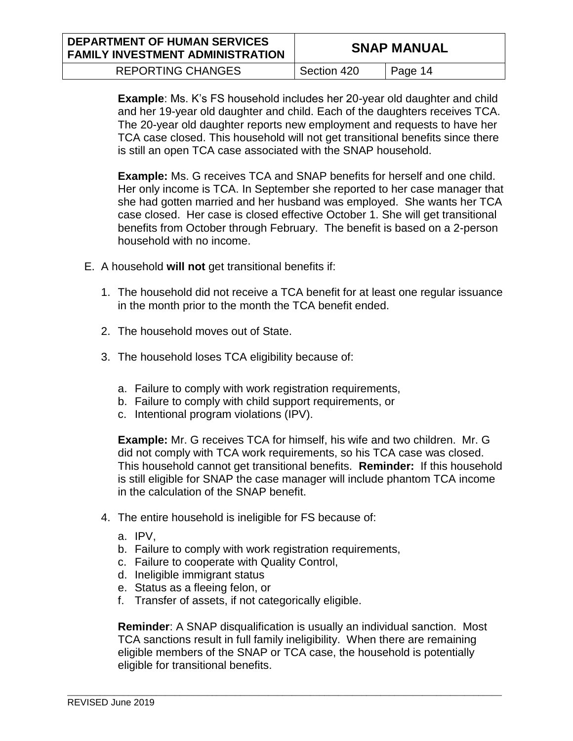**Example**: Ms. K's FS household includes her 20-year old daughter and child and her 19-year old daughter and child. Each of the daughters receives TCA. The 20-year old daughter reports new employment and requests to have her TCA case closed. This household will not get transitional benefits since there is still an open TCA case associated with the SNAP household.

**Example:** Ms. G receives TCA and SNAP benefits for herself and one child. Her only income is TCA. In September she reported to her case manager that she had gotten married and her husband was employed. She wants her TCA case closed. Her case is closed effective October 1. She will get transitional benefits from October through February. The benefit is based on a 2-person household with no income.

E. A household **will not** get transitional benefits if:

1. The household did not receive a TCA benefit for at least one regular issuance in the month prior to the month the TCA benefit ended.

2. The household moves out of State.

3. The household loses TCA eligibility because of:

   a. Failure to comply with work registration requirements,
   b. Failure to comply with child support requirements, or
   c. Intentional program violations (IPV).

   **Example:** Mr. G receives TCA for himself, his wife and two children. Mr. G did not comply with TCA work requirements, so his TCA case was closed. This household cannot get transitional benefits. **Reminder:** If this household is still eligible for SNAP the case manager will include phantom TCA income in the calculation of the SNAP benefit.

4. The entire household is ineligible for FS because of:

   a. IPV,
   b. Failure to comply with work registration requirements,
   c. Failure to cooperate with Quality Control,
   d. Ineligible immigrant status
   e. Status as a fleeing felon, or
   f. Transfer of assets, if not categorically eligible.

   **Reminder**: A SNAP disqualification is usually an individual sanction. Most TCA sanctions result in full family ineligibility. When there are remaining eligible members of the SNAP or TCA case, the household is potentially eligible for transitional benefits.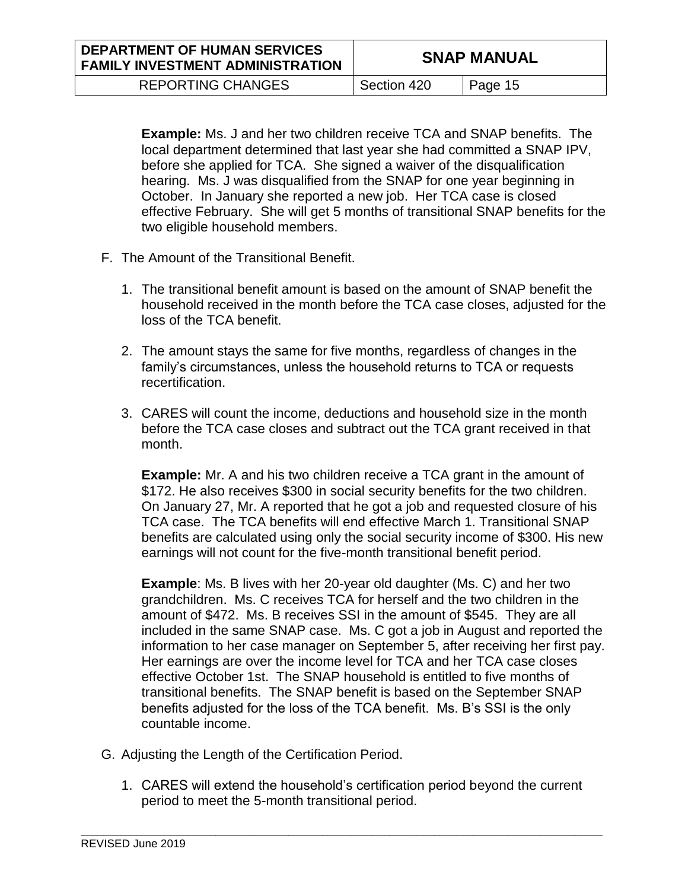**Example:** Ms. J and her two children receive TCA and SNAP benefits. The local department determined that last year she had committed a SNAP IPV, before she applied for TCA. She signed a waiver of the disqualification hearing. Ms. J was disqualified from the SNAP for one year beginning in October. In January she reported a new job. Her TCA case is closed effective February. She will get 5 months of transitional SNAP benefits for the two eligible household members.

F. The Amount of the Transitional Benefit.

1. The transitional benefit amount is based on the amount of SNAP benefit the household received in the month before the TCA case closes, adjusted for the loss of the TCA benefit.

2. The amount stays the same for five months, regardless of changes in the family's circumstances, unless the household returns to TCA or requests recertification.

3. CARES will count the income, deductions and household size in the month before the TCA case closes and subtract out the TCA grant received in that month.

   **Example:** Mr. A and his two children receive a TCA grant in the amount of $172. He also receives $300 in social security benefits for the two children. On January 27, Mr. A reported that he got a job and requested closure of his TCA case. The TCA benefits will end effective March 1. Transitional SNAP benefits are calculated using only the social security income of $300. His new earnings will not count for the five-month transitional benefit period.

   **Example**: Ms. B lives with her 20-year old daughter (Ms. C) and her two grandchildren. Ms. C receives TCA for herself and the two children in the amount of $472. Ms. B receives SSI in the amount of $545. They are all included in the same SNAP case. Ms. C got a job in August and reported the information to her case manager on September 5, after receiving her first pay. Her earnings are over the income level for TCA and her TCA case closes effective October 1st. The SNAP household is entitled to five months of transitional benefits. The SNAP benefit is based on the September SNAP benefits adjusted for the loss of the TCA benefit. Ms. B's SSI is the only countable income.

G. Adjusting the Length of the Certification Period.

1. CARES will extend the household's certification period beyond the current period to meet the 5-month transitional period.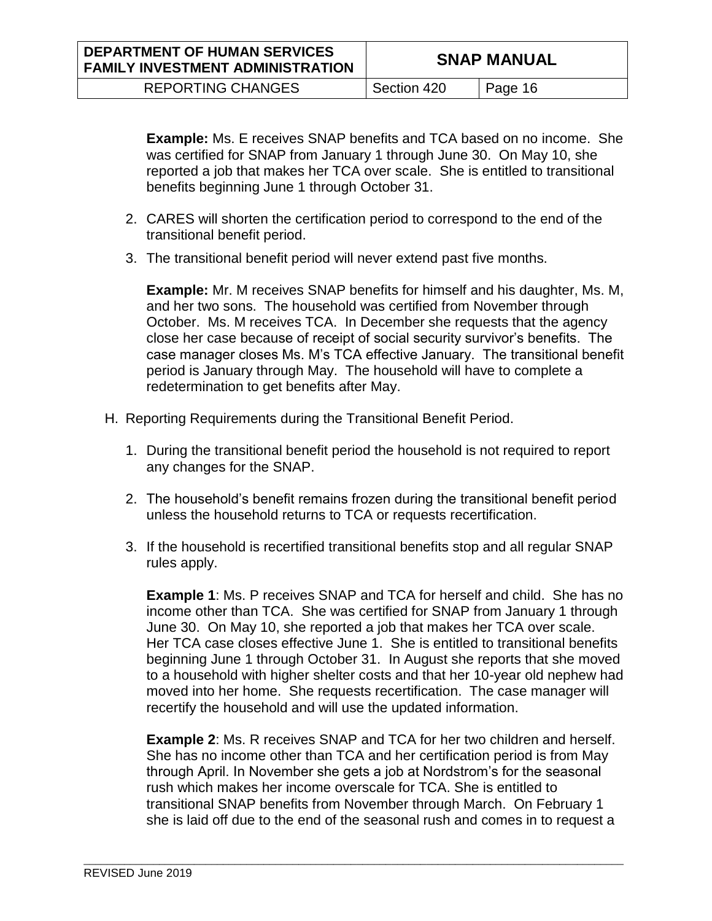**Example:** Ms. E receives SNAP benefits and TCA based on no income. She was certified for SNAP from January 1 through June 30. On May 10, she reported a job that makes her TCA over scale. She is entitled to transitional benefits beginning June 1 through October 31.

2. CARES will shorten the certification period to correspond to the end of the transitional benefit period.
3. The transitional benefit period will never extend past five months.

   **Example:** Mr. M receives SNAP benefits for himself and his daughter, Ms. M, and her two sons. The household was certified from November through October. Ms. M receives TCA. In December she requests that the agency close her case because of receipt of social security survivor's benefits. The case manager closes Ms. M's TCA effective January. The transitional benefit period is January through May. The household will have to complete a redetermination to get benefits after May.

H. Reporting Requirements during the Transitional Benefit Period.

1. During the transitional benefit period the household is not required to report any changes for the SNAP.
2. The household's benefit remains frozen during the transitional benefit period unless the household returns to TCA or requests recertification.
3. If the household is recertified transitional benefits stop and all regular SNAP rules apply.

   **Example 1**: Ms. P receives SNAP and TCA for herself and child. She has no income other than TCA. She was certified for SNAP from January 1 through June 30. On May 10, she reported a job that makes her TCA over scale. Her TCA case closes effective June 1. She is entitled to transitional benefits beginning June 1 through October 31. In August she reports that she moved to a household with higher shelter costs and that her 10-year old nephew had moved into her home. She requests recertification. The case manager will recertify the household and will use the updated information.

   **Example 2**: Ms. R receives SNAP and TCA for her two children and herself. She has no income other than TCA and her certification period is from May through April. In November she gets a job at Nordstrom's for the seasonal rush which makes her income overscale for TCA. She is entitled to transitional SNAP benefits from November through March. On February 1 she is laid off due to the end of the seasonal rush and comes in to request a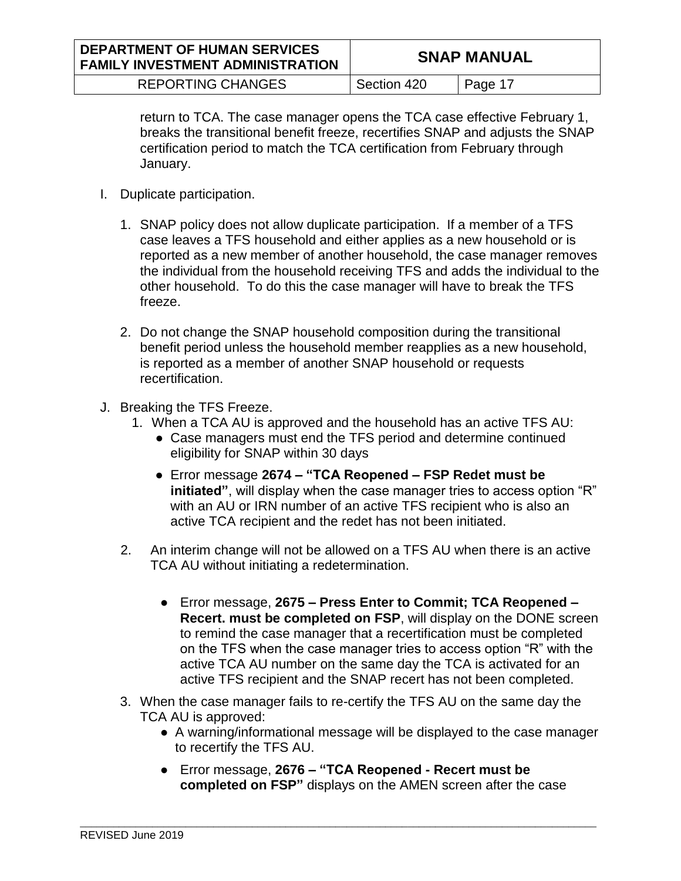return to TCA. The case manager opens the TCA case effective February 1, breaks the transitional benefit freeze, recertifies SNAP and adjusts the SNAP certification period to match the TCA certification from February through January.

I. Duplicate participation.

   1. SNAP policy does not allow duplicate participation. If a member of a TFS case leaves a TFS household and either applies as a new household or is reported as a new member of another household, the case manager removes the individual from the household receiving TFS and adds the individual to the other household. To do this the case manager will have to break the TFS freeze.

   2. Do not change the SNAP household composition during the transitional benefit period unless the household member reapplies as a new household, is reported as a member of another SNAP household or requests recertification.

J. Breaking the TFS Freeze.

   1. When a TCA AU is approved and the household has an active TFS AU:
      - Case managers must end the TFS period and determine continued eligibility for SNAP within 30 days
      - Error message **2674 – "TCA Reopened – FSP Redet must be initiated"**, will display when the case manager tries to access option "R" with an AU or IRN number of an active TFS recipient who is also an active TCA recipient and the redet has not been initiated.

   2. An interim change will not be allowed on a TFS AU when there is an active TCA AU without initiating a redetermination.
      - Error message, **2675 – Press Enter to Commit; TCA Reopened – Recert. must be completed on FSP**, will display on the DONE screen to remind the case manager that a recertification must be completed on the TFS when the case manager tries to access option "R" with the active TCA AU number on the same day the TCA is activated for an active TFS recipient and the SNAP recert has not been completed.

   3. When the case manager fails to re-certify the TFS AU on the same day the TCA AU is approved:
      - A warning/informational message will be displayed to the case manager to recertify the TFS AU.
      - Error message, **2676 – "TCA Reopened - Recert must be completed on FSP"** displays on the AMEN screen after the case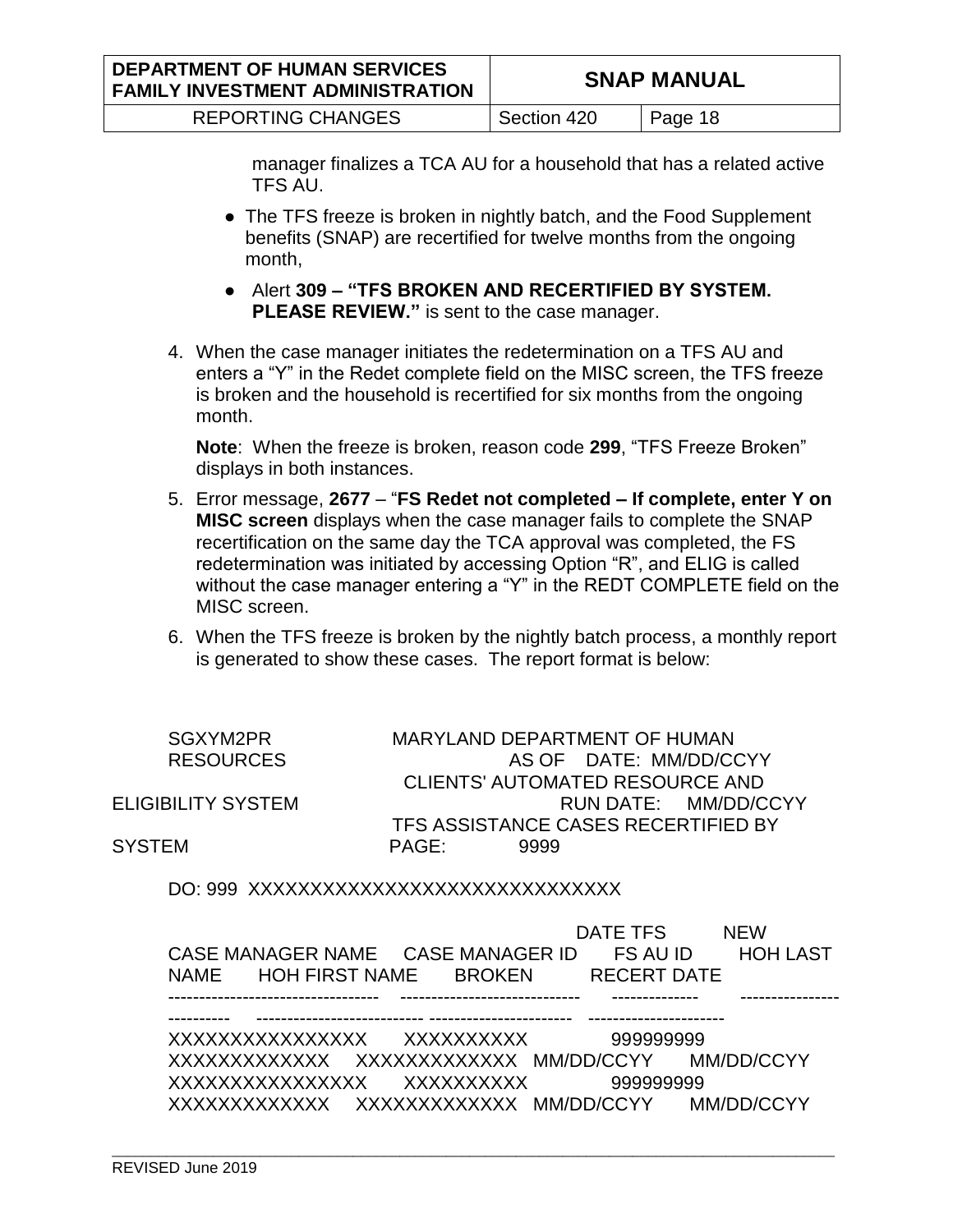manager finalizes a TCA AU for a household that has a related active TFS AU.

- The TFS freeze is broken in nightly batch, and the Food Supplement benefits (SNAP) are recertified for twelve months from the ongoing month,
- Alert **309 – "TFS BROKEN AND RECERTIFIED BY SYSTEM. PLEASE REVIEW."** is sent to the case manager.

4. When the case manager initiates the redetermination on a TFS AU and enters a "Y" in the Redet complete field on the MISC screen, the TFS freeze is broken and the household is recertified for six months from the ongoing month.

   **Note**: When the freeze is broken, reason code **299**, "TFS Freeze Broken" displays in both instances.

5. Error message, **2677** – "**FS Redet not completed – If complete, enter Y on MISC screen** displays when the case manager fails to complete the SNAP recertification on the same day the TCA approval was completed, the FS redetermination was initiated by accessing Option "R", and ELIG is called without the case manager entering a "Y" in the REDT COMPLETE field on the MISC screen.

6. When the TFS freeze is broken by the nightly batch process, a monthly report is generated to show these cases. The report format is below:

```
SGXYM2PR              MARYLAND DEPARTMENT OF HUMAN
RESOURCES                          AS OF    DATE:  MM/DD/CCYY
                       CLIENTS' AUTOMATED RESOURCE AND
ELIGIBILITY SYSTEM                      RUN DATE:    MM/DD/CCYY
                      TFS ASSISTANCE CASES RECERTIFIED BY
SYSTEM                PAGE:         9999

DO: 999  XXXXXXXXXXXXXXXXXXXXXXXXXXXXXX

                                              DATE TFS        NEW
CASE MANAGER NAME    CASE MANAGER ID     FS AU ID       HOH LAST
NAME      HOH FIRST NAME      BROKEN        RECERT DATE
---------------------------------   ----------------------------    -------------     ----------------
----------    -------------------------- -----------------------    ---------------------
XXXXXXXXXXXXXXXX      XXXXXXXXXX            999999999
XXXXXXXXXXXXX    XXXXXXXXXXXXX   MM/DD/CCYY      MM/DD/CCYY
XXXXXXXXXXXXXXXX      XXXXXXXXXX            999999999
XXXXXXXXXXXXX    XXXXXXXXXXXXX   MM/DD/CCYY      MM/DD/CCYY
```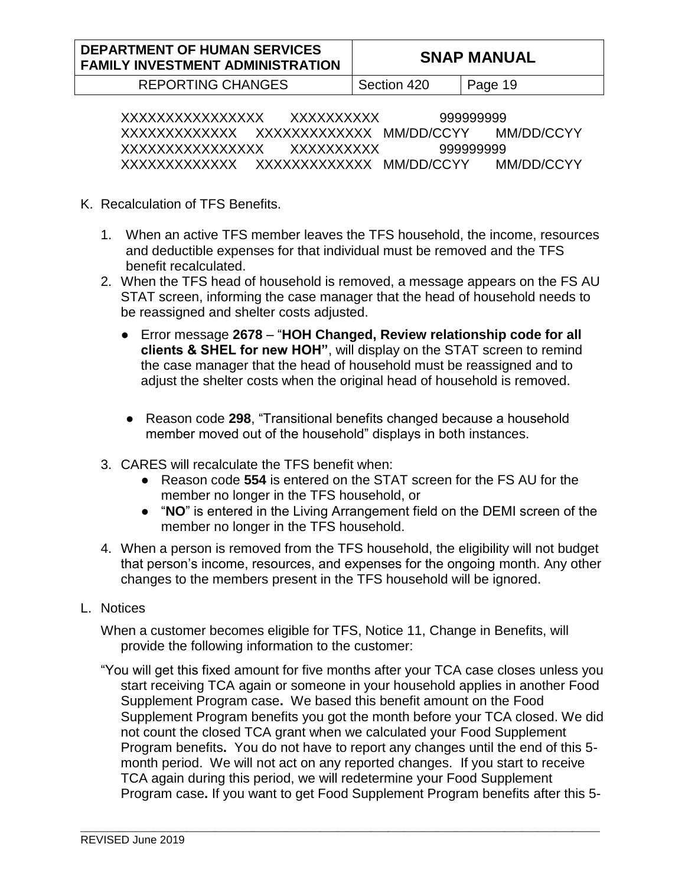```
XXXXXXXXXXXXXXXX      XXXXXXXXXX            999999999
XXXXXXXXXXXXX    XXXXXXXXXXXXX   MM/DD/CCYY      MM/DD/CCYY
XXXXXXXXXXXXXXXX      XXXXXXXXXX            999999999
XXXXXXXXXXXXX    XXXXXXXXXXXXX   MM/DD/CCYY      MM/DD/CCYY
```

K. Recalculation of TFS Benefits.

1. When an active TFS member leaves the TFS household, the income, resources and deductible expenses for that individual must be removed and the TFS benefit recalculated.
2. When the TFS head of household is removed, a message appears on the FS AU STAT screen, informing the case manager that the head of household needs to be reassigned and shelter costs adjusted.
   - Error message **2678** – "**HOH Changed, Review relationship code for all clients & SHEL for new HOH"**, will display on the STAT screen to remind the case manager that the head of household must be reassigned and to adjust the shelter costs when the original head of household is removed.
   - Reason code **298**, "Transitional benefits changed because a household member moved out of the household" displays in both instances.
3. CARES will recalculate the TFS benefit when:
   - Reason code **554** is entered on the STAT screen for the FS AU for the member no longer in the TFS household, or
   - "**NO**" is entered in the Living Arrangement field on the DEMI screen of the member no longer in the TFS household.
4. When a person is removed from the TFS household, the eligibility will not budget that person's income, resources, and expenses for the ongoing month. Any other changes to the members present in the TFS household will be ignored.

L. Notices

When a customer becomes eligible for TFS, Notice 11, Change in Benefits, will provide the following information to the customer:

"You will get this fixed amount for five months after your TCA case closes unless you start receiving TCA again or someone in your household applies in another Food Supplement Program case**.** We based this benefit amount on the Food Supplement Program benefits you got the month before your TCA closed. We did not count the closed TCA grant when we calculated your Food Supplement Program benefits**.** You do not have to report any changes until the end of this 5-month period. We will not act on any reported changes. If you start to receive TCA again during this period, we will redetermine your Food Supplement Program case**.** If you want to get Food Supplement Program benefits after this 5-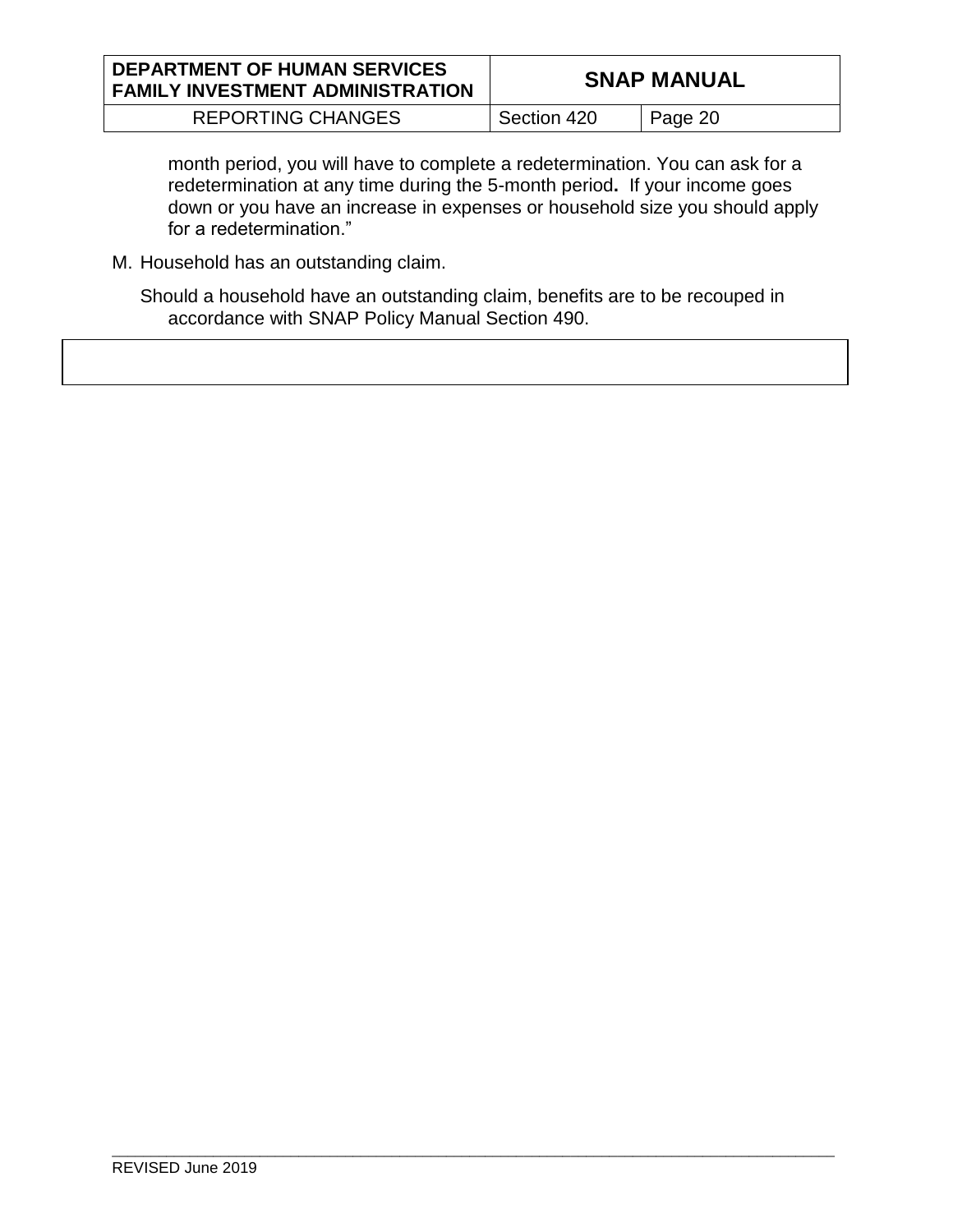month period, you will have to complete a redetermination. You can ask for a redetermination at any time during the 5-month period**.** If your income goes down or you have an increase in expenses or household size you should apply for a redetermination."

M. Household has an outstanding claim.

Should a household have an outstanding claim, benefits are to be recouped in accordance with SNAP Policy Manual Section 490.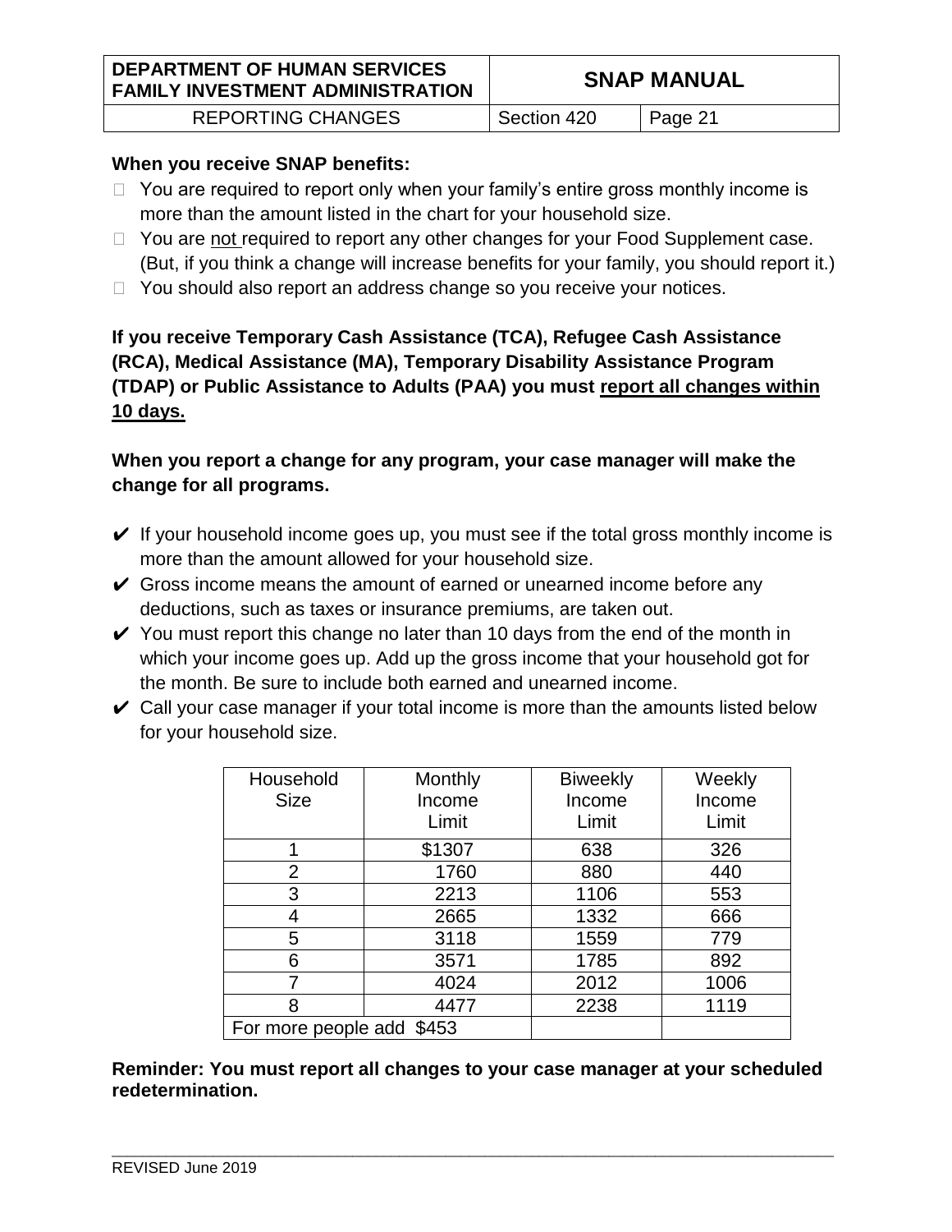**When you receive SNAP benefits:**

- You are required to report only when your family's entire gross monthly income is more than the amount listed in the chart for your household size.
- You are not required to report any other changes for your Food Supplement case. (But, if you think a change will increase benefits for your family, you should report it.)
- You should also report an address change so you receive your notices.

**If you receive Temporary Cash Assistance (TCA), Refugee Cash Assistance (RCA), Medical Assistance (MA), Temporary Disability Assistance Program (TDAP) or Public Assistance to Adults (PAA) you must report all changes within 10 days.**

**When you report a change for any program, your case manager will make the change for all programs.**

- ✔ If your household income goes up, you must see if the total gross monthly income is more than the amount allowed for your household size.
- ✔ Gross income means the amount of earned or unearned income before any deductions, such as taxes or insurance premiums, are taken out.
- ✔ You must report this change no later than 10 days from the end of the month in which your income goes up. Add up the gross income that your household got for the month. Be sure to include both earned and unearned income.
- ✔ Call your case manager if your total income is more than the amounts listed below for your household size.

| Household Size | Monthly Income Limit | Biweekly Income Limit | Weekly Income Limit |
|---|---|---|---|
| 1 | $1307 | 638 | 326 |
| 2 | 1760 | 880 | 440 |
| 3 | 2213 | 1106 | 553 |
| 4 | 2665 | 1332 | 666 |
| 5 | 3118 | 1559 | 779 |
| 6 | 3571 | 1785 | 892 |
| 7 | 4024 | 2012 | 1006 |
| 8 | 4477 | 2238 | 1119 |
| For more people add $453 | | | |

**Reminder: You must report all changes to your case manager at your scheduled redetermination.**

REVISED June 2019